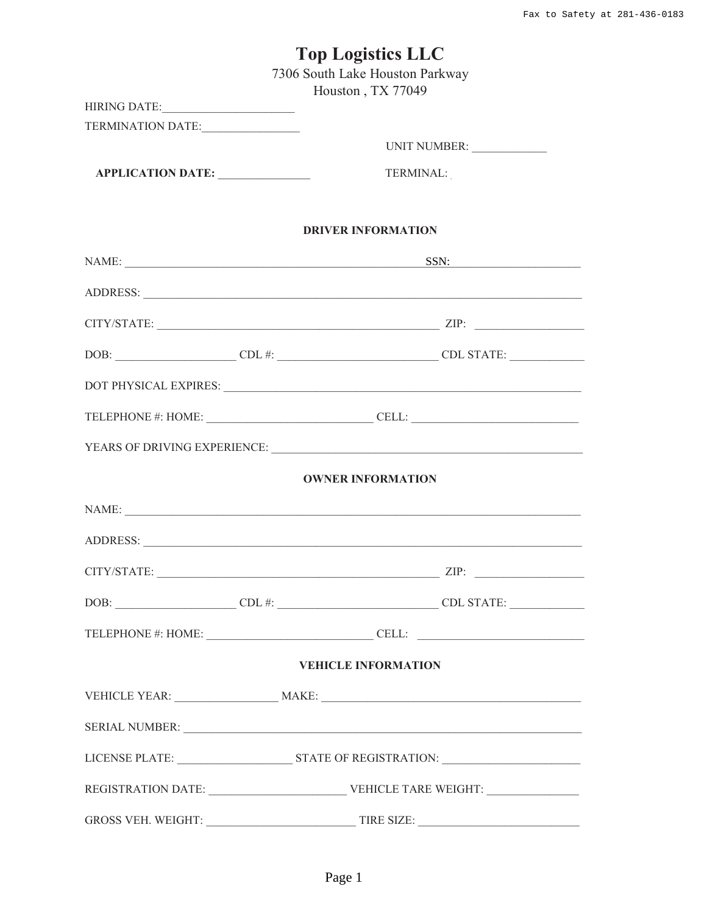Fax to Safety at 281-436-0183

# Top Logistics LLC

7306 South Lake Houston Parkway
Houston , TX 77049

HIRING DATE:______________________

TERMINATION DATE:_________________

UNIT NUMBER: _____________

**APPLICATION DATE:** ________________ TERMINAL:

### DRIVER INFORMATION

NAME: _______________________________________________________SSN:_______________________

ADDRESS: _____________________________________________________________________________

CITY/STATE: ___________________________________________________ ZIP: ___________________

DOB: _____________________ CDL #: ____________________________ CDL STATE: _____________

DOT PHYSICAL EXPIRES: ______________________________________________________________

TELEPHONE #: HOME: _____________________________ CELL: _____________________________

YEARS OF DRIVING EXPERIENCE: ______________________________________________________

### OWNER INFORMATION

NAME: _______________________________________________________________________________

ADDRESS: _____________________________________________________________________________

CITY/STATE: ___________________________________________________ ZIP: ___________________

DOB: _____________________ CDL #: ____________________________ CDL STATE: _____________

TELEPHONE #: HOME: _____________________________ CELL: _____________________________

### VEHICLE INFORMATION

VEHICLE YEAR: __________________ MAKE: _____________________________________________

SERIAL NUMBER: _________________________________________________________________

LICENSE PLATE: ____________________ STATE OF REGISTRATION: ________________________

REGISTRATION DATE: ________________________ VEHICLE TARE WEIGHT: ________________

GROSS VEH. WEIGHT: __________________________ TIRE SIZE: ____________________________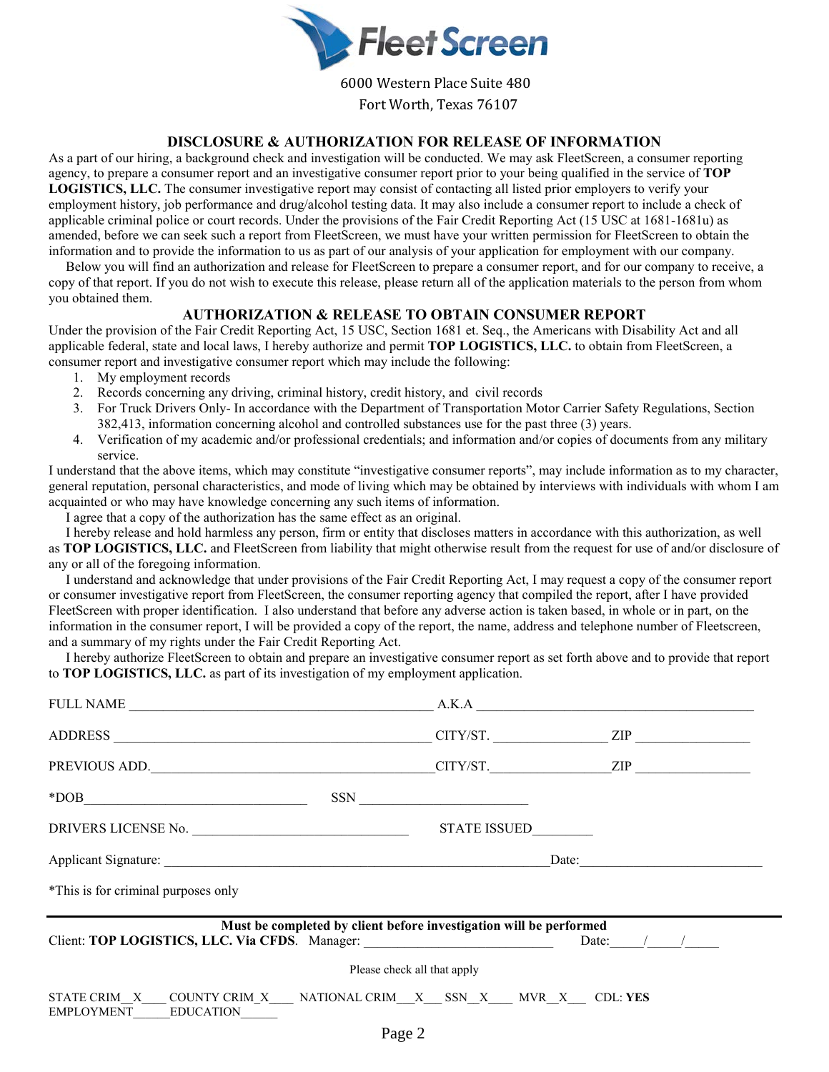Fleet Screen

6000 Western Place Suite 480

Fort Worth, Texas 76107

## DISCLOSURE & AUTHORIZATION FOR RELEASE OF INFORMATION

As a part of our hiring, a background check and investigation will be conducted. We may ask FleetScreen, a consumer reporting agency, to prepare a consumer report and an investigative consumer report prior to your being qualified in the service of **TOP LOGISTICS, LLC.** The consumer investigative report may consist of contacting all listed prior employers to verify your employment history, job performance and drug/alcohol testing data. It may also include a consumer report to include a check of applicable criminal police or court records. Under the provisions of the Fair Credit Reporting Act (15 USC at 1681-1681u) as amended, before we can seek such a report from FleetScreen, we must have your written permission for FleetScreen to obtain the information and to provide the information to us as part of our analysis of your application for employment with our company.

Below you will find an authorization and release for FleetScreen to prepare a consumer report, and for our company to receive, a copy of that report. If you do not wish to execute this release, please return all of the application materials to the person from whom you obtained them.

## AUTHORIZATION & RELEASE TO OBTAIN CONSUMER REPORT

Under the provision of the Fair Credit Reporting Act, 15 USC, Section 1681 et. Seq., the Americans with Disability Act and all applicable federal, state and local laws, I hereby authorize and permit **TOP LOGISTICS, LLC.** to obtain from FleetScreen, a consumer report and investigative consumer report which may include the following:

1. My employment records
2. Records concerning any driving, criminal history, credit history, and civil records
3. For Truck Drivers Only- In accordance with the Department of Transportation Motor Carrier Safety Regulations, Section 382,413, information concerning alcohol and controlled substances use for the past three (3) years.
4. Verification of my academic and/or professional credentials; and information and/or copies of documents from any military service.

I understand that the above items, which may constitute "investigative consumer reports", may include information as to my character, general reputation, personal characteristics, and mode of living which may be obtained by interviews with individuals with whom I am acquainted or who may have knowledge concerning any such items of information.

I agree that a copy of the authorization has the same effect as an original.

I hereby release and hold harmless any person, firm or entity that discloses matters in accordance with this authorization, as well as **TOP LOGISTICS, LLC.** and FleetScreen from liability that might otherwise result from the request for use of and/or disclosure of any or all of the foregoing information.

I understand and acknowledge that under provisions of the Fair Credit Reporting Act, I may request a copy of the consumer report or consumer investigative report from FleetScreen, the consumer reporting agency that compiled the report, after I have provided FleetScreen with proper identification. I also understand that before any adverse action is taken based, in whole or in part, on the information in the consumer report, I will be provided a copy of the report, the name, address and telephone number of Fleetscreen, and a summary of my rights under the Fair Credit Reporting Act.

I hereby authorize FleetScreen to obtain and prepare an investigative consumer report as set forth above and to provide that report to **TOP LOGISTICS, LLC.** as part of its investigation of my employment application.

FULL NAME ____________________________________________ A.K.A ________________________________________

ADDRESS ______________________________________________ CITY/ST. ________________ ZIP ________________

PREVIOUS ADD.__________________________________________CITY/ST.________________ZIP ________________

*DOB________________________________ SSN ________________________

DRIVERS LICENSE No. ______________________________ STATE ISSUED________

Applicant Signature: ______________________________________________________Date:__________________________

*This is for criminal purposes only

---

**Must be completed by client before investigation will be performed**

Client: **TOP LOGISTICS, LLC. Via CFDS**. Manager: ____________________________ Date:_____/_____/_____

Please check all that apply

STATE CRIM__X___ COUNTY CRIM_X___ NATIONAL CRIM__X__ SSN__X___ MVR__X__ CDL: **YES**
EMPLOYMENT______EDUCATION______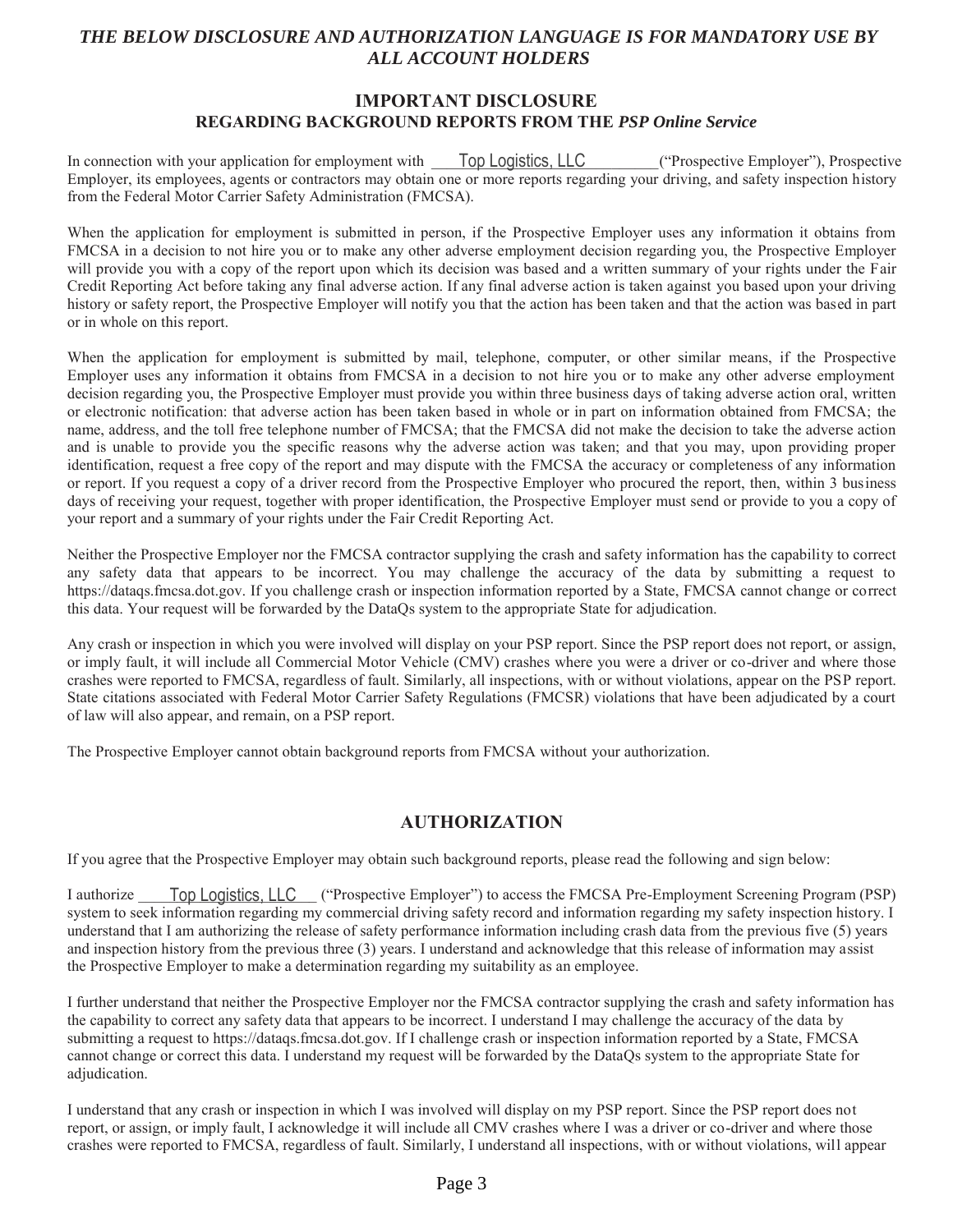***THE BELOW DISCLOSURE AND AUTHORIZATION LANGUAGE IS FOR MANDATORY USE BY ALL ACCOUNT HOLDERS***

## IMPORTANT DISCLOSURE
### REGARDING BACKGROUND REPORTS FROM THE *PSP Online Service*

In connection with your application for employment with Top Logistics, LLC ("Prospective Employer"), Prospective Employer, its employees, agents or contractors may obtain one or more reports regarding your driving, and safety inspection history from the Federal Motor Carrier Safety Administration (FMCSA).

When the application for employment is submitted in person, if the Prospective Employer uses any information it obtains from FMCSA in a decision to not hire you or to make any other adverse employment decision regarding you, the Prospective Employer will provide you with a copy of the report upon which its decision was based and a written summary of your rights under the Fair Credit Reporting Act before taking any final adverse action. If any final adverse action is taken against you based upon your driving history or safety report, the Prospective Employer will notify you that the action has been taken and that the action was based in part or in whole on this report.

When the application for employment is submitted by mail, telephone, computer, or other similar means, if the Prospective Employer uses any information it obtains from FMCSA in a decision to not hire you or to make any other adverse employment decision regarding you, the Prospective Employer must provide you within three business days of taking adverse action oral, written or electronic notification: that adverse action has been taken based in whole or in part on information obtained from FMCSA; the name, address, and the toll free telephone number of FMCSA; that the FMCSA did not make the decision to take the adverse action and is unable to provide you the specific reasons why the adverse action was taken; and that you may, upon providing proper identification, request a free copy of the report and may dispute with the FMCSA the accuracy or completeness of any information or report. If you request a copy of a driver record from the Prospective Employer who procured the report, then, within 3 business days of receiving your request, together with proper identification, the Prospective Employer must send or provide to you a copy of your report and a summary of your rights under the Fair Credit Reporting Act.

Neither the Prospective Employer nor the FMCSA contractor supplying the crash and safety information has the capability to correct any safety data that appears to be incorrect. You may challenge the accuracy of the data by submitting a request to https://dataqs.fmcsa.dot.gov. If you challenge crash or inspection information reported by a State, FMCSA cannot change or correct this data. Your request will be forwarded by the DataQs system to the appropriate State for adjudication.

Any crash or inspection in which you were involved will display on your PSP report. Since the PSP report does not report, or assign, or imply fault, it will include all Commercial Motor Vehicle (CMV) crashes where you were a driver or co-driver and where those crashes were reported to FMCSA, regardless of fault. Similarly, all inspections, with or without violations, appear on the PSP report. State citations associated with Federal Motor Carrier Safety Regulations (FMCSR) violations that have been adjudicated by a court of law will also appear, and remain, on a PSP report.

The Prospective Employer cannot obtain background reports from FMCSA without your authorization.

## AUTHORIZATION

If you agree that the Prospective Employer may obtain such background reports, please read the following and sign below:

I authorize Top Logistics, LLC ("Prospective Employer") to access the FMCSA Pre-Employment Screening Program (PSP) system to seek information regarding my commercial driving safety record and information regarding my safety inspection history. I understand that I am authorizing the release of safety performance information including crash data from the previous five (5) years and inspection history from the previous three (3) years. I understand and acknowledge that this release of information may assist the Prospective Employer to make a determination regarding my suitability as an employee.

I further understand that neither the Prospective Employer nor the FMCSA contractor supplying the crash and safety information has the capability to correct any safety data that appears to be incorrect. I understand I may challenge the accuracy of the data by submitting a request to https://dataqs.fmcsa.dot.gov. If I challenge crash or inspection information reported by a State, FMCSA cannot change or correct this data. I understand my request will be forwarded by the DataQs system to the appropriate State for adjudication.

I understand that any crash or inspection in which I was involved will display on my PSP report. Since the PSP report does not report, or assign, or imply fault, I acknowledge it will include all CMV crashes where I was a driver or co-driver and where those crashes were reported to FMCSA, regardless of fault. Similarly, I understand all inspections, with or without violations, will appear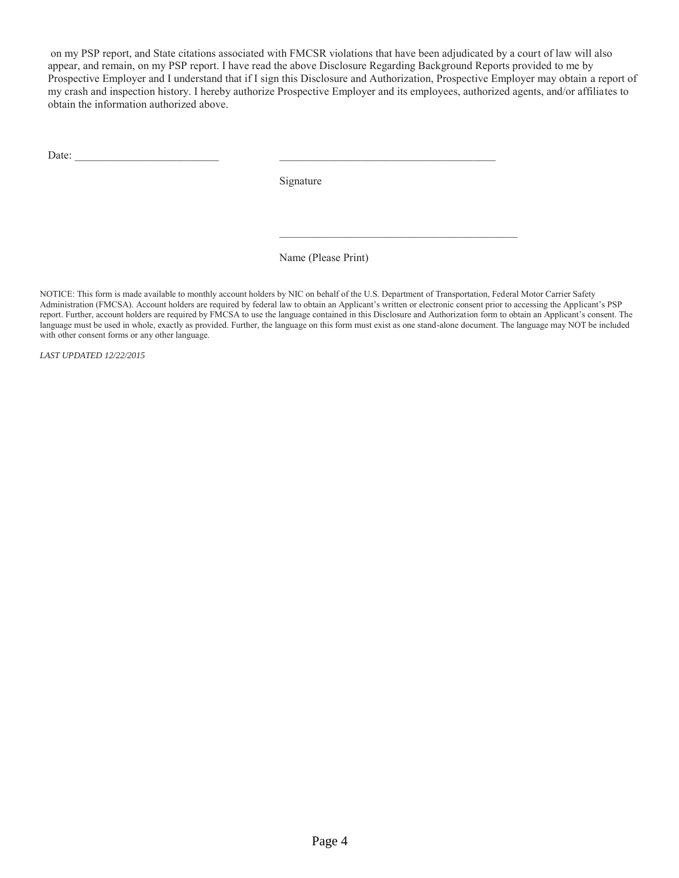on my PSP report, and State citations associated with FMCSR violations that have been adjudicated by a court of law will also appear, and remain, on my PSP report. I have read the above Disclosure Regarding Background Reports provided to me by Prospective Employer and I understand that if I sign this Disclosure and Authorization, Prospective Employer may obtain a report of my crash and inspection history. I hereby authorize Prospective Employer and its employees, authorized agents, and/or affiliates to obtain the information authorized above.

Date: ___________________________ ________________________________________

Signature

________________________________________

Name (Please Print)

NOTICE: This form is made available to monthly account holders by NIC on behalf of the U.S. Department of Transportation, Federal Motor Carrier Safety Administration (FMCSA). Account holders are required by federal law to obtain an Applicant's written or electronic consent prior to accessing the Applicant's PSP report. Further, account holders are required by FMCSA to use the language contained in this Disclosure and Authorization form to obtain an Applicant's consent. The language must be used in whole, exactly as provided. Further, the language on this form must exist as one stand-alone document. The language may NOT be included with other consent forms or any other language.

*LAST UPDATED 12/22/2015*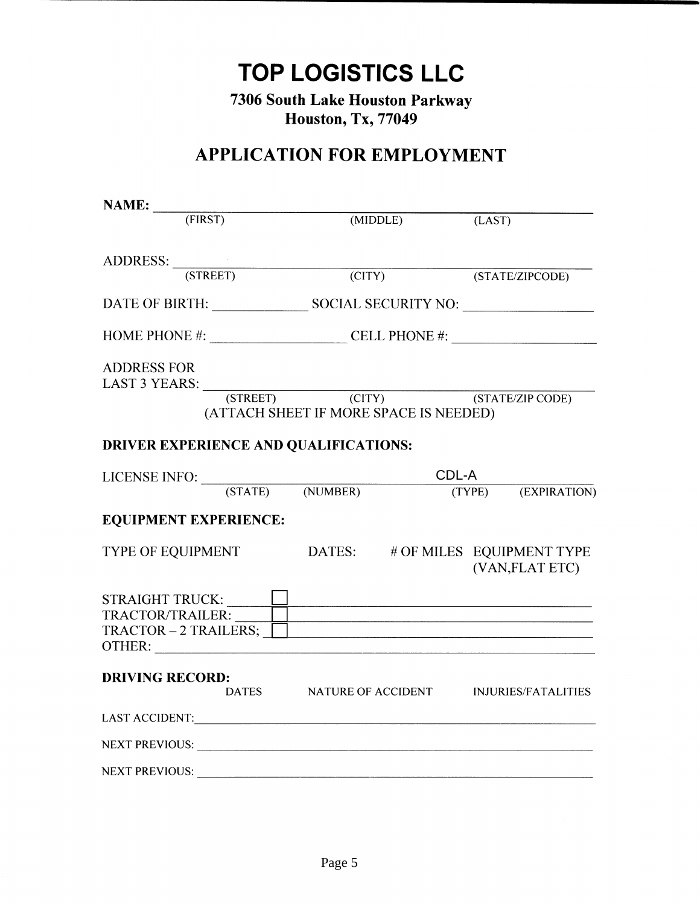# TOP LOGISTICS LLC

**7306 South Lake Houston Parkway**
**Houston, Tx, 77049**

## APPLICATION FOR EMPLOYMENT

**NAME:** ______________________________________________
(FIRST) (MIDDLE) (LAST)

ADDRESS: ______________________________________________
(STREET) (CITY) (STATE/ZIPCODE)

DATE OF BIRTH: _____________ SOCIAL SECURITY NO: _________________

HOME PHONE #: __________________ CELL PHONE #: ___________________

ADDRESS FOR
LAST 3 YEARS: ______________________________________________
(STREET) (CITY) (STATE/ZIP CODE)
(ATTACH SHEET IF MORE SPACE IS NEEDED)

**DRIVER EXPERIENCE AND QUALIFICATIONS:**

LICENSE INFO: ______________________ CDL-A ______________
(STATE) (NUMBER) (TYPE) (EXPIRATION)

**EQUIPMENT EXPERIENCE:**

| TYPE OF EQUIPMENT | DATES: | # OF MILES | EQUIPMENT TYPE (VAN,FLAT ETC) |
|---|---|---|---|
| STRAIGHT TRUCK: ______ ☐ | | | |
| TRACTOR/TRAILER: ______ ☐ | | | |
| TRACTOR – 2 TRAILERS; ☐ | | | |
| OTHER: | | | |

**DRIVING RECORD:**

| | DATES | NATURE OF ACCIDENT | INJURIES/FATALITIES |
|---|---|---|---|
| LAST ACCIDENT: | | | |
| NEXT PREVIOUS: | | | |
| NEXT PREVIOUS: | | | |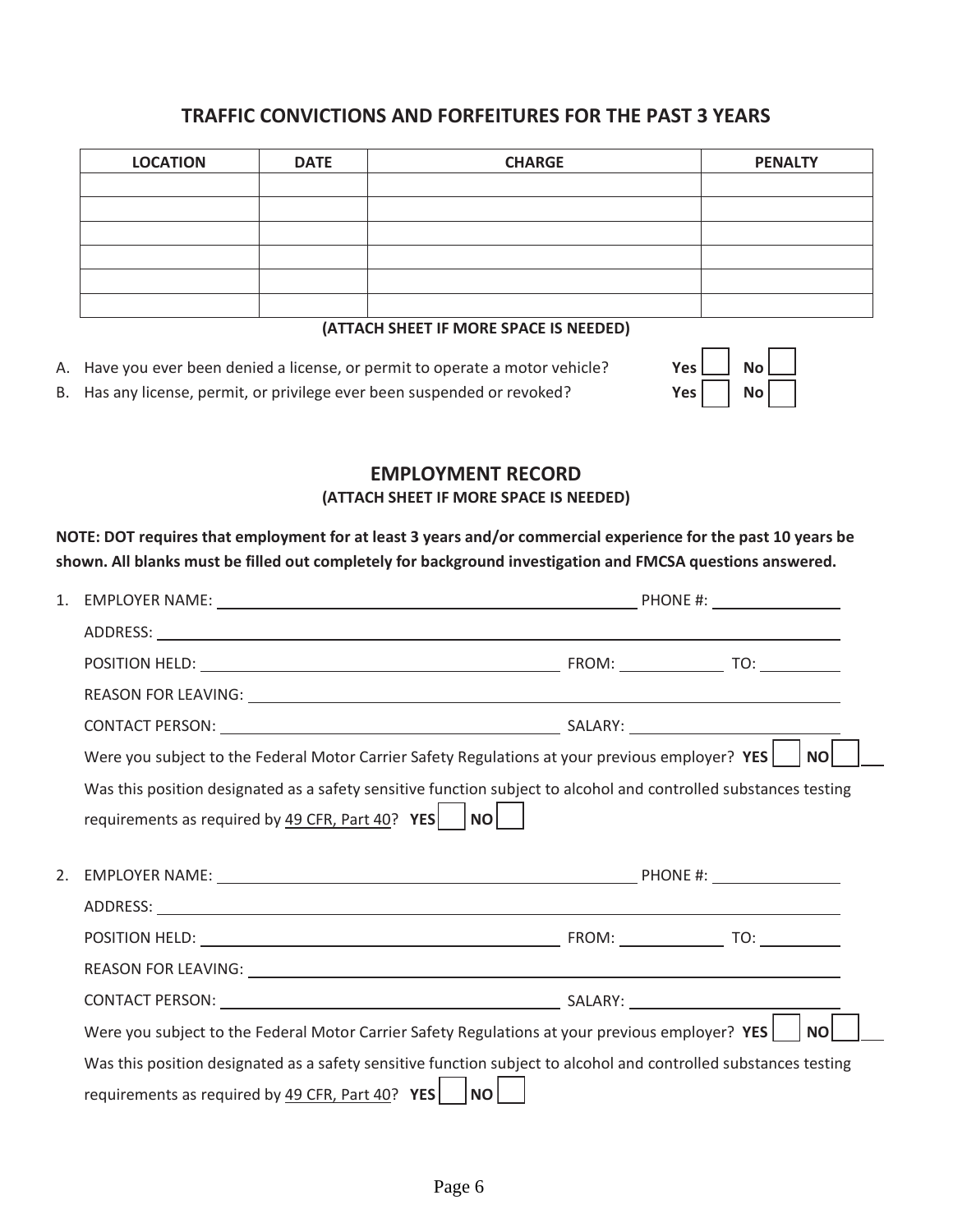## TRAFFIC CONVICTIONS AND FORFEITURES FOR THE PAST 3 YEARS

| LOCATION | DATE | CHARGE | PENALTY |
|---|---|---|---|
| | | | |
| | | | |
| | | | |
| | | | |
| | | | |
| | | | |

**(ATTACH SHEET IF MORE SPACE IS NEEDED)**

A. Have you ever been denied a license, or permit to operate a motor vehicle? **Yes** ☐ **No** ☐

B. Has any license, permit, or privilege ever been suspended or revoked? **Yes** ☐ **No** ☐

## EMPLOYMENT RECORD

**(ATTACH SHEET IF MORE SPACE IS NEEDED)**

**NOTE: DOT requires that employment for at least 3 years and/or commercial experience for the past 10 years be shown. All blanks must be filled out completely for background investigation and FMCSA questions answered.**

1. EMPLOYER NAME: ______________________________ PHONE #: ______________

   ADDRESS: ____________________________________________________________

   POSITION HELD: ___________________________ FROM: ___________ TO: _________

   REASON FOR LEAVING: __________________________________________________

   CONTACT PERSON: __________________________ SALARY: ____________________

   Were you subject to the Federal Motor Carrier Safety Regulations at your previous employer? **YES** ☐ **NO** ☐

   Was this position designated as a safety sensitive function subject to alcohol and controlled substances testing requirements as required by 49 CFR, Part 40? **YES** ☐ **NO** ☐

2. EMPLOYER NAME: ______________________________ PHONE #: ______________

   ADDRESS: ____________________________________________________________

   POSITION HELD: ___________________________ FROM: ___________ TO: _________

   REASON FOR LEAVING: __________________________________________________

   CONTACT PERSON: __________________________ SALARY: ____________________

   Were you subject to the Federal Motor Carrier Safety Regulations at your previous employer? **YES** ☐ **NO** ☐

   Was this position designated as a safety sensitive function subject to alcohol and controlled substances testing requirements as required by 49 CFR, Part 40? **YES** ☐ **NO** ☐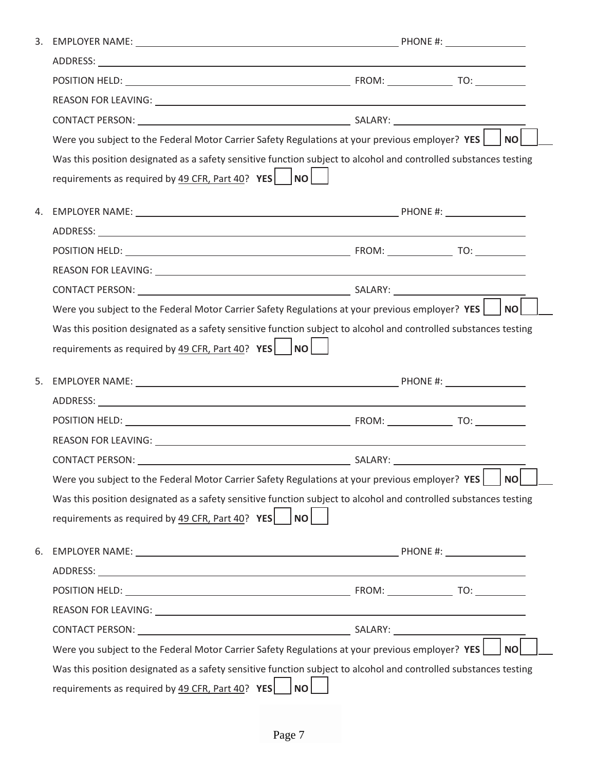3. EMPLOYER NAME: ______________________________ PHONE #: ______________

   ADDRESS: ____________________________________________________________

   POSITION HELD: ______________________________ FROM: __________ TO: __________

   REASON FOR LEAVING: __________________________________________________

   CONTACT PERSON: ______________________________ SALARY: ________________

   Were you subject to the Federal Motor Carrier Safety Regulations at your previous employer? **YES** ☐ **NO** ☐

   Was this position designated as a safety sensitive function subject to alcohol and controlled substances testing requirements as required by 49 CFR, Part 40? **YES** ☐ **NO** ☐

4. EMPLOYER NAME: ______________________________ PHONE #: ______________

   ADDRESS: ____________________________________________________________

   POSITION HELD: ______________________________ FROM: __________ TO: __________

   REASON FOR LEAVING: __________________________________________________

   CONTACT PERSON: ______________________________ SALARY: ________________

   Were you subject to the Federal Motor Carrier Safety Regulations at your previous employer? **YES** ☐ **NO** ☐

   Was this position designated as a safety sensitive function subject to alcohol and controlled substances testing requirements as required by 49 CFR, Part 40? **YES** ☐ **NO** ☐

5. EMPLOYER NAME: ______________________________ PHONE #: ______________

   ADDRESS: ____________________________________________________________

   POSITION HELD: ______________________________ FROM: __________ TO: __________

   REASON FOR LEAVING: __________________________________________________

   CONTACT PERSON: ______________________________ SALARY: ________________

   Were you subject to the Federal Motor Carrier Safety Regulations at your previous employer? **YES** ☐ **NO** ☐

   Was this position designated as a safety sensitive function subject to alcohol and controlled substances testing requirements as required by 49 CFR, Part 40? **YES** ☐ **NO** ☐

6. EMPLOYER NAME: ______________________________ PHONE #: ______________

   ADDRESS: ____________________________________________________________

   POSITION HELD: ______________________________ FROM: __________ TO: __________

   REASON FOR LEAVING: __________________________________________________

   CONTACT PERSON: ______________________________ SALARY: ________________

   Were you subject to the Federal Motor Carrier Safety Regulations at your previous employer? **YES** ☐ **NO** ☐

   Was this position designated as a safety sensitive function subject to alcohol and controlled substances testing requirements as required by 49 CFR, Part 40? **YES** ☐ **NO** ☐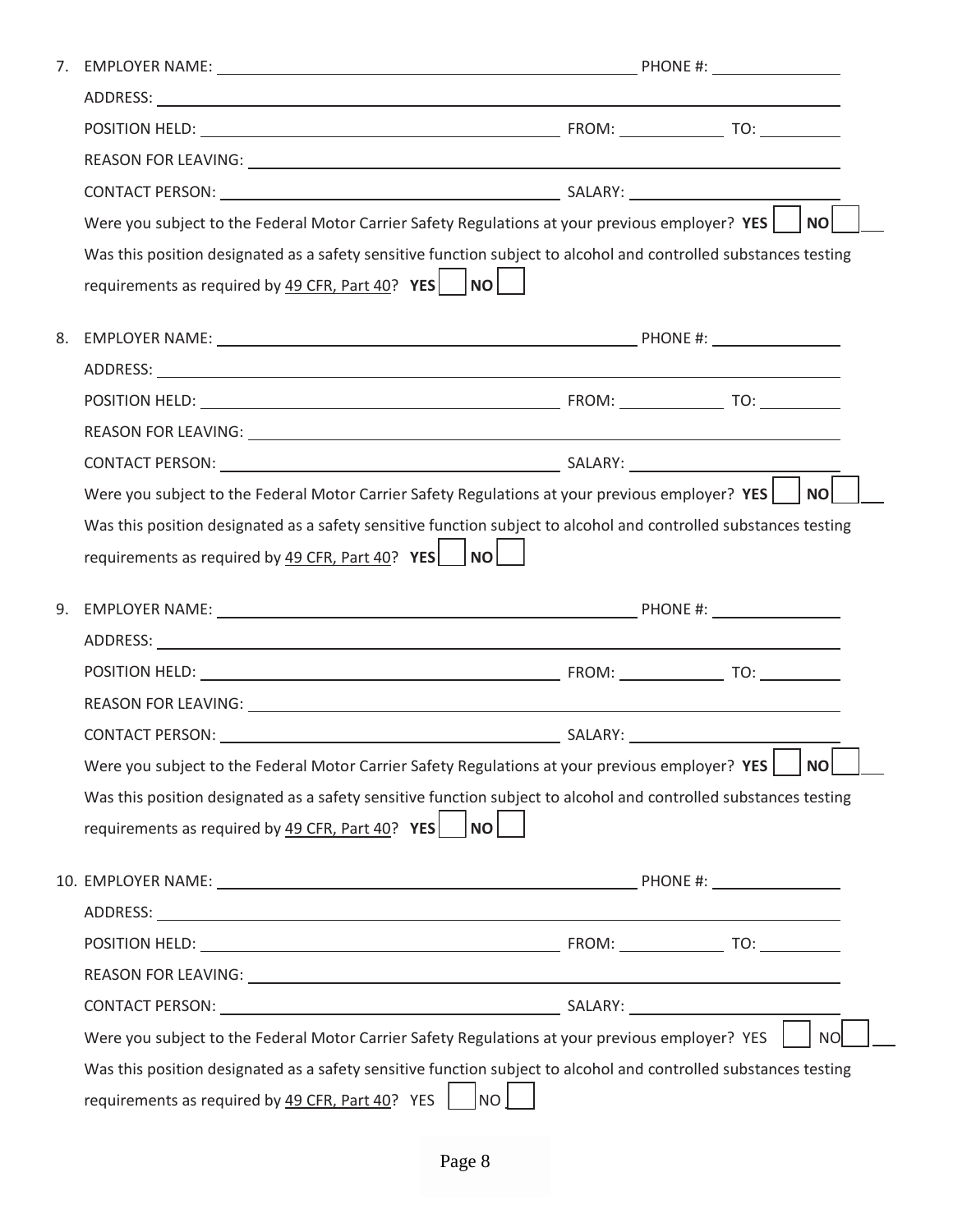7. EMPLOYER NAME: ______________________________ PHONE #: ______________

   ADDRESS: ______________________________

   POSITION HELD: ______________________________ FROM: __________ TO: __________

   REASON FOR LEAVING: ______________________________

   CONTACT PERSON: ______________________________ SALARY: ______________

   Were you subject to the Federal Motor Carrier Safety Regulations at your previous employer? **YES** ☐ **NO** ☐

   Was this position designated as a safety sensitive function subject to alcohol and controlled substances testing requirements as required by 49 CFR, Part 40? **YES** ☐ **NO** ☐

8. EMPLOYER NAME: ______________________________ PHONE #: ______________

   ADDRESS: ______________________________

   POSITION HELD: ______________________________ FROM: __________ TO: __________

   REASON FOR LEAVING: ______________________________

   CONTACT PERSON: ______________________________ SALARY: ______________

   Were you subject to the Federal Motor Carrier Safety Regulations at your previous employer? **YES** ☐ **NO** ☐

   Was this position designated as a safety sensitive function subject to alcohol and controlled substances testing requirements as required by 49 CFR, Part 40? **YES** ☐ **NO** ☐

9. EMPLOYER NAME: ______________________________ PHONE #: ______________

   ADDRESS: ______________________________

   POSITION HELD: ______________________________ FROM: __________ TO: __________

   REASON FOR LEAVING: ______________________________

   CONTACT PERSON: ______________________________ SALARY: ______________

   Were you subject to the Federal Motor Carrier Safety Regulations at your previous employer? **YES** ☐ **NO** ☐

   Was this position designated as a safety sensitive function subject to alcohol and controlled substances testing requirements as required by 49 CFR, Part 40? **YES** ☐ **NO** ☐

10. EMPLOYER NAME: ______________________________ PHONE #: ______________

    ADDRESS: ______________________________

    POSITION HELD: ______________________________ FROM: __________ TO: __________

    REASON FOR LEAVING: ______________________________

    CONTACT PERSON: ______________________________ SALARY: ______________

    Were you subject to the Federal Motor Carrier Safety Regulations at your previous employer? YES ☐ NO ☐

    Was this position designated as a safety sensitive function subject to alcohol and controlled substances testing requirements as required by 49 CFR, Part 40? YES ☐ NO ☐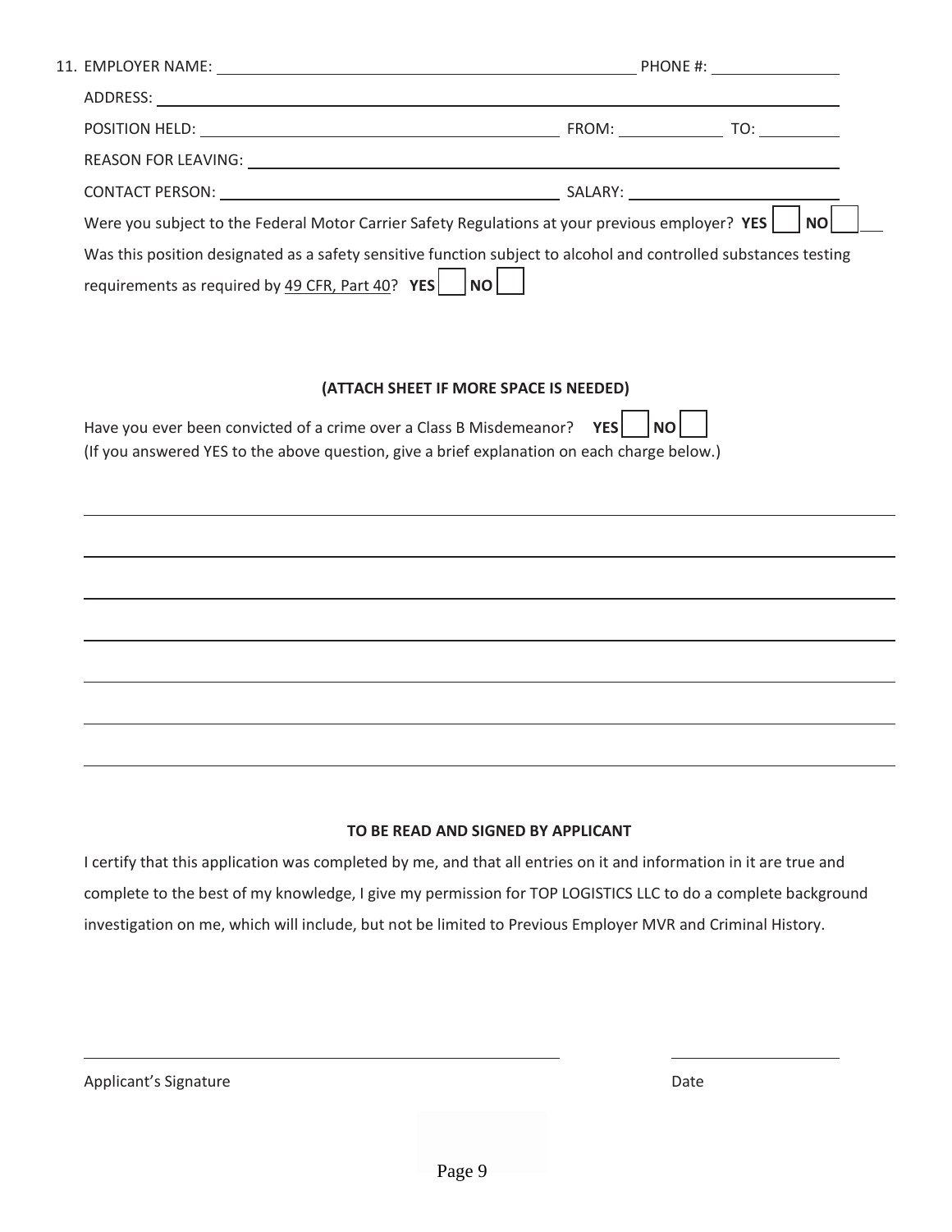11. EMPLOYER NAME: ______________________________ PHONE #: ______________

ADDRESS: ______________________________________________

POSITION HELD: ______________________________ FROM: ____________ TO: __________

REASON FOR LEAVING: ______________________________________________

CONTACT PERSON: ______________________________ SALARY: ______________________

Were you subject to the Federal Motor Carrier Safety Regulations at your previous employer? **YES** ☐ **NO** ☐

Was this position designated as a safety sensitive function subject to alcohol and controlled substances testing requirements as required by 49 CFR, Part 40? **YES** ☐ **NO** ☐

**(ATTACH SHEET IF MORE SPACE IS NEEDED)**

Have you ever been convicted of a crime over a Class B Misdemeanor? **YES** ☐ **NO** ☐

(If you answered YES to the above question, give a brief explanation on each charge below.)

______________________________________________

______________________________________________

______________________________________________

______________________________________________

______________________________________________

______________________________________________

______________________________________________

**TO BE READ AND SIGNED BY APPLICANT**

I certify that this application was completed by me, and that all entries on it and information in it are true and complete to the best of my knowledge, I give my permission for TOP LOGISTICS LLC to do a complete background investigation on me, which will include, but not be limited to Previous Employer MVR and Criminal History.

______________________________ ______________

Applicant's Signature Date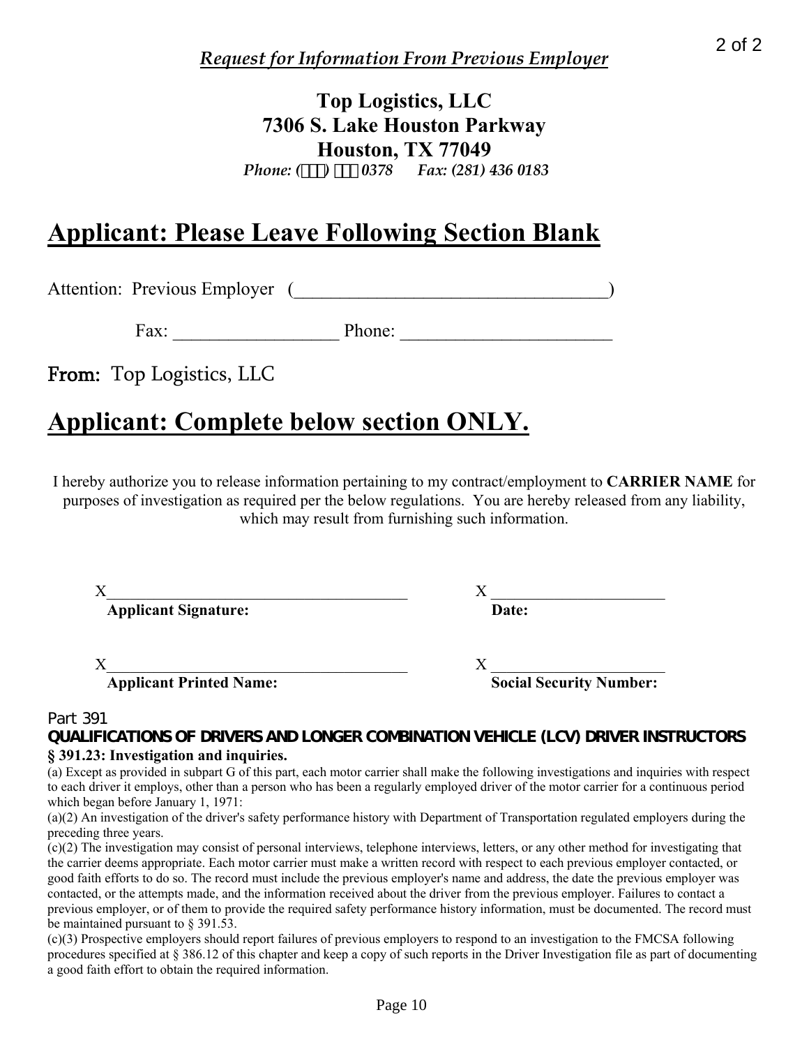*Request for Information From Previous Employer*

**Top Logistics, LLC**
**7306 S. Lake Houston Parkway**
**Houston, TX 77049**
*Phone: (□□□) □□□ 0378      Fax: (281) 436 0183*

# Applicant: Please Leave Following Section Blank

Attention: Previous Employer (__________________________________)

Fax: _________________ Phone: _______________________

**From:** Top Logistics, LLC

# Applicant: Complete below section ONLY.

I hereby authorize you to release information pertaining to my contract/employment to **CARRIER NAME** for purposes of investigation as required per the below regulations. You are hereby released from any liability, which may result from furnishing such information.

X_____________________________________ X ____________________
**Applicant Signature:** **Date:**

X_____________________________________ X ____________________
**Applicant Printed Name:** **Social Security Number:**

Part 391

**QUALIFICATIONS OF DRIVERS AND LONGER COMBINATION VEHICLE (LCV) DRIVER INSTRUCTORS**

**§ 391.23: Investigation and inquiries.**

(a) Except as provided in subpart G of this part, each motor carrier shall make the following investigations and inquiries with respect to each driver it employs, other than a person who has been a regularly employed driver of the motor carrier for a continuous period which began before January 1, 1971:

(a)(2) An investigation of the driver's safety performance history with Department of Transportation regulated employers during the preceding three years.

(c)(2) The investigation may consist of personal interviews, telephone interviews, letters, or any other method for investigating that the carrier deems appropriate. Each motor carrier must make a written record with respect to each previous employer contacted, or good faith efforts to do so. The record must include the previous employer's name and address, the date the previous employer was contacted, or the attempts made, and the information received about the driver from the previous employer. Failures to contact a previous employer, or of them to provide the required safety performance history information, must be documented. The record must be maintained pursuant to § 391.53.

(c)(3) Prospective employers should report failures of previous employers to respond to an investigation to the FMCSA following procedures specified at § 386.12 of this chapter and keep a copy of such reports in the Driver Investigation file as part of documenting a good faith effort to obtain the required information.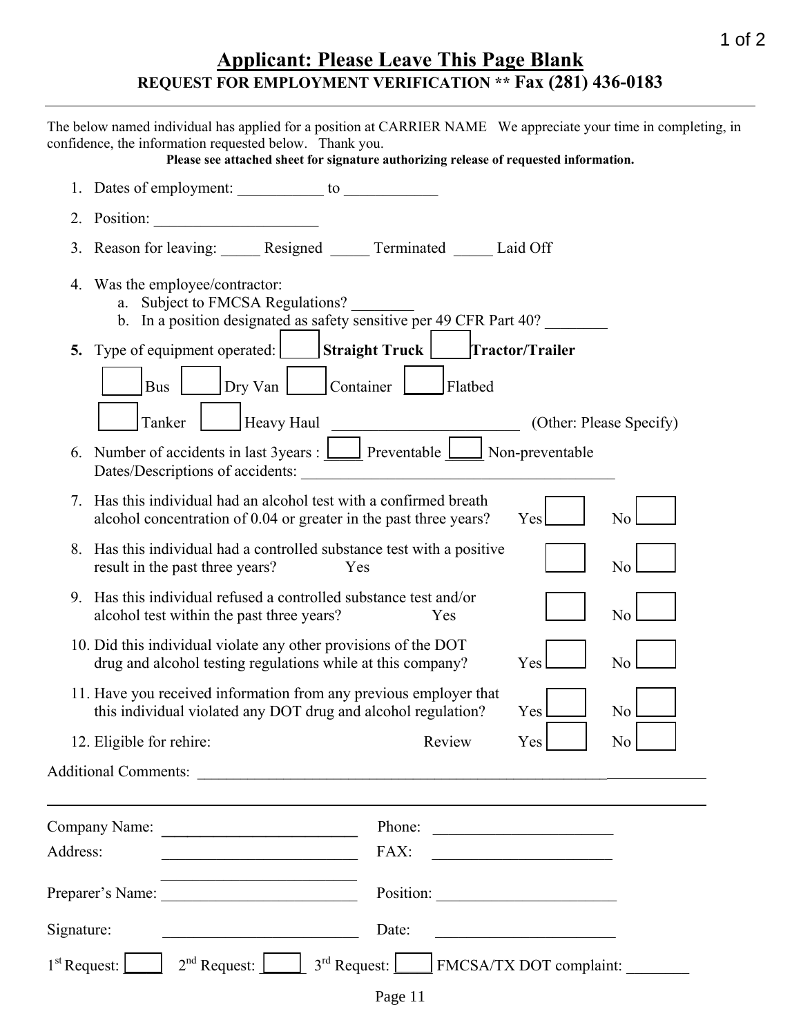# Applicant: Please Leave This Page Blank

**REQUEST FOR EMPLOYMENT VERIFICATION ** Fax (281) 436-0183**

---

The below named individual has applied for a position at CARRIER NAME We appreciate your time in completing, in confidence, the information requested below. Thank you.

**Please see attached sheet for signature authorizing release of requested information.**

1. Dates of employment: ___________ to ____________
2. Position: _____________________
3. Reason for leaving: _____ Resigned _____ Terminated _____ Laid Off
4. Was the employee/contractor:
   a. Subject to FMCSA Regulations? ________
   b. In a position designated as safety sensitive per 49 CFR Part 40? ________
5. Type of equipment operated: ☐ **Straight Truck** ☐ **Tractor/Trailer**

   ☐ Bus ☐ Dry Van ☐ Container ☐ Flatbed

   ☐ Tanker ☐ Heavy Haul ________________________ (Other: Please Specify)
6. Number of accidents in last 3years : ☐ Preventable ☐ Non-preventable
   Dates/Descriptions of accidents: __________________________________________
7. Has this individual had an alcohol test with a confirmed breath alcohol concentration of 0.04 or greater in the past three years? Yes ☐ No ☐
8. Has this individual had a controlled substance test with a positive result in the past three years? Yes ☐ No ☐
9. Has this individual refused a controlled substance test and/or alcohol test within the past three years? Yes ☐ No ☐
10. Did this individual violate any other provisions of the DOT drug and alcohol testing regulations while at this company? Yes ☐ No ☐
11. Have you received information from any previous employer that this individual violated any DOT drug and alcohol regulation? Yes ☐ No ☐
12. Eligible for rehire: Review Yes ☐ No ☐

Additional Comments: _______________________________________________________________

---

Company Name: _________________________ Phone: ________________________

Address: _________________________ FAX: ________________________

_________________________

Preparer's Name: _________________________ Position: ________________________

Signature: _________________________ Date: ________________________

1st Request: ☐ 2nd Request: ☐ 3rd Request: ☐ FMCSA/TX DOT complaint: ________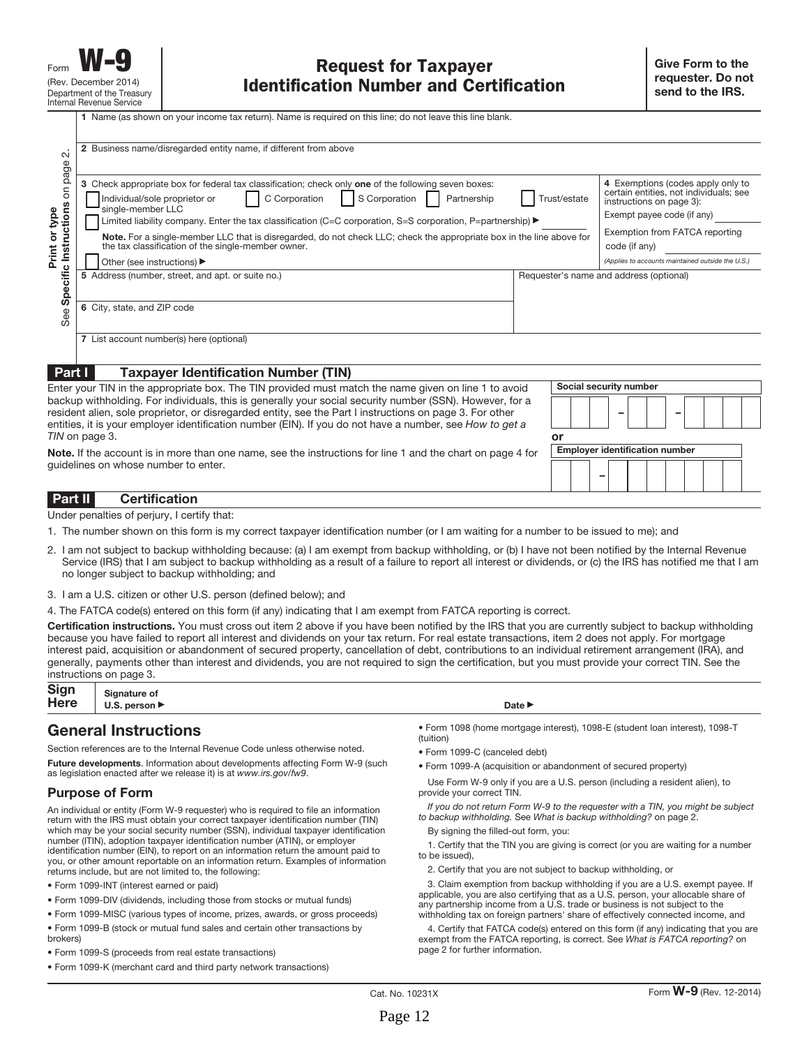Form **W-9**
(Rev. December 2014)
Department of the Treasury
Internal Revenue Service

# Request for Taxpayer Identification Number and Certification

**Give Form to the requester. Do not send to the IRS.**

Print or type
See **Specific Instructions** on page 2.

**1** Name (as shown on your income tax return). Name is required on this line; do not leave this line blank.

**2** Business name/disregarded entity name, if different from above

**3** Check appropriate box for federal tax classification; check only **one** of the following seven boxes:

- ☐ Individual/sole proprietor or single-member LLC
- ☐ C Corporation
- ☐ S Corporation
- ☐ Partnership
- ☐ Trust/estate
- ☐ Limited liability company. Enter the tax classification (C=C corporation, S=S corporation, P=partnership) ▶

**Note.** For a single-member LLC that is disregarded, do not check LLC; check the appropriate box in the line above for the tax classification of the single-member owner.

- ☐ Other (see instructions) ▶

**4** Exemptions (codes apply only to certain entities, not individuals; see instructions on page 3):

Exempt payee code (if any)

Exemption from FATCA reporting code (if any)

*(Applies to accounts maintained outside the U.S.)*

**5** Address (number, street, and apt. or suite no.)

Requester's name and address (optional)

**6** City, state, and ZIP code

**7** List account number(s) here (optional)

## Part I Taxpayer Identification Number (TIN)

Enter your TIN in the appropriate box. The TIN provided must match the name given on line 1 to avoid backup withholding. For individuals, this is generally your social security number (SSN). However, for a resident alien, sole proprietor, or disregarded entity, see the Part I instructions on page 3. For other entities, it is your employer identification number (EIN). If you do not have a number, see *How to get a TIN* on page 3.

**Note.** If the account is in more than one name, see the instructions for line 1 and the chart on page 4 for guidelines on whose number to enter.

**Social security number**

☐☐☐ – ☐☐ – ☐☐☐☐

**or**

**Employer identification number**

☐☐ – ☐☐☐☐☐☐☐

## Part II Certification

Under penalties of perjury, I certify that:

1. The number shown on this form is my correct taxpayer identification number (or I am waiting for a number to be issued to me); and
2. I am not subject to backup withholding because: (a) I am exempt from backup withholding, or (b) I have not been notified by the Internal Revenue Service (IRS) that I am subject to backup withholding as a result of a failure to report all interest or dividends, or (c) the IRS has notified me that I am no longer subject to backup withholding; and
3. I am a U.S. citizen or other U.S. person (defined below); and
4. The FATCA code(s) entered on this form (if any) indicating that I am exempt from FATCA reporting is correct.

**Certification instructions.** You must cross out item 2 above if you have been notified by the IRS that you are currently subject to backup withholding because you have failed to report all interest and dividends on your tax return. For real estate transactions, item 2 does not apply. For mortgage interest paid, acquisition or abandonment of secured property, cancellation of debt, contributions to an individual retirement arrangement (IRA), and generally, payments other than interest and dividends, you are not required to sign the certification, but you must provide your correct TIN. See the instructions on page 3.

**Sign Here** **Signature of U.S. person** ▶ **Date** ▶

## General Instructions

Section references are to the Internal Revenue Code unless otherwise noted.

**Future developments**. Information about developments affecting Form W-9 (such as legislation enacted after we release it) is at *www.irs.gov/fw9*.

### Purpose of Form

An individual or entity (Form W-9 requester) who is required to file an information return with the IRS must obtain your correct taxpayer identification number (TIN) which may be your social security number (SSN), individual taxpayer identification number (ITIN), adoption taxpayer identification number (ATIN), or employer identification number (EIN), to report on an information return the amount paid to you, or other amount reportable on an information return. Examples of information returns include, but are not limited to, the following:

- Form 1099-INT (interest earned or paid)
- Form 1099-DIV (dividends, including those from stocks or mutual funds)
- Form 1099-MISC (various types of income, prizes, awards, or gross proceeds)
- Form 1099-B (stock or mutual fund sales and certain other transactions by brokers)
- Form 1099-S (proceeds from real estate transactions)
- Form 1099-K (merchant card and third party network transactions)
- Form 1098 (home mortgage interest), 1098-E (student loan interest), 1098-T (tuition)
- Form 1099-C (canceled debt)
- Form 1099-A (acquisition or abandonment of secured property)

Use Form W-9 only if you are a U.S. person (including a resident alien), to provide your correct TIN.

*If you do not return Form W-9 to the requester with a TIN, you might be subject to backup withholding. See What is backup withholding? on page 2.*

By signing the filled-out form, you:

1. Certify that the TIN you are giving is correct (or you are waiting for a number to be issued),

2. Certify that you are not subject to backup withholding, or

3. Claim exemption from backup withholding if you are a U.S. exempt payee. If applicable, you are also certifying that as a U.S. person, your allocable share of any partnership income from a U.S. trade or business is not subject to the withholding tax on foreign partners' share of effectively connected income, and

4. Certify that FATCA code(s) entered on this form (if any) indicating that you are exempt from the FATCA reporting, is correct. See *What is FATCA reporting?* on page 2 for further information.

Cat. No. 10231X Form **W-9** (Rev. 12-2014)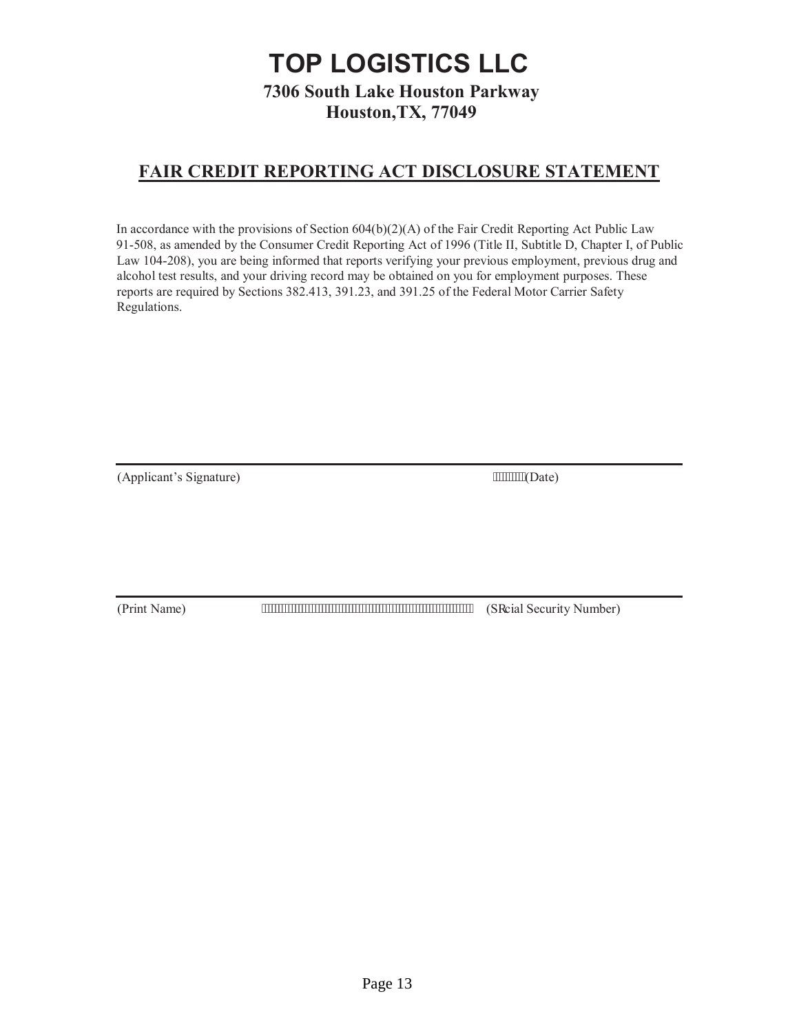# TOP LOGISTICS LLC

**7306 South Lake Houston Parkway**
**Houston,TX, 77049**

## FAIR CREDIT REPORTING ACT DISCLOSURE STATEMENT

In accordance with the provisions of Section 604(b)(2)(A) of the Fair Credit Reporting Act Public Law 91-508, as amended by the Consumer Credit Reporting Act of 1996 (Title II, Subtitle D, Chapter I, of Public Law 104-208), you are being informed that reports verifying your previous employment, previous drug and alcohol test results, and your driving record may be obtained on you for employment purposes. These reports are required by Sections 382.413, 391.23, and 391.25 of the Federal Motor Carrier Safety Regulations.

______________________________________________________________________________

(Applicant's Signature) (Date)

______________________________________________________________________________

(Print Name) (SRcial Security Number)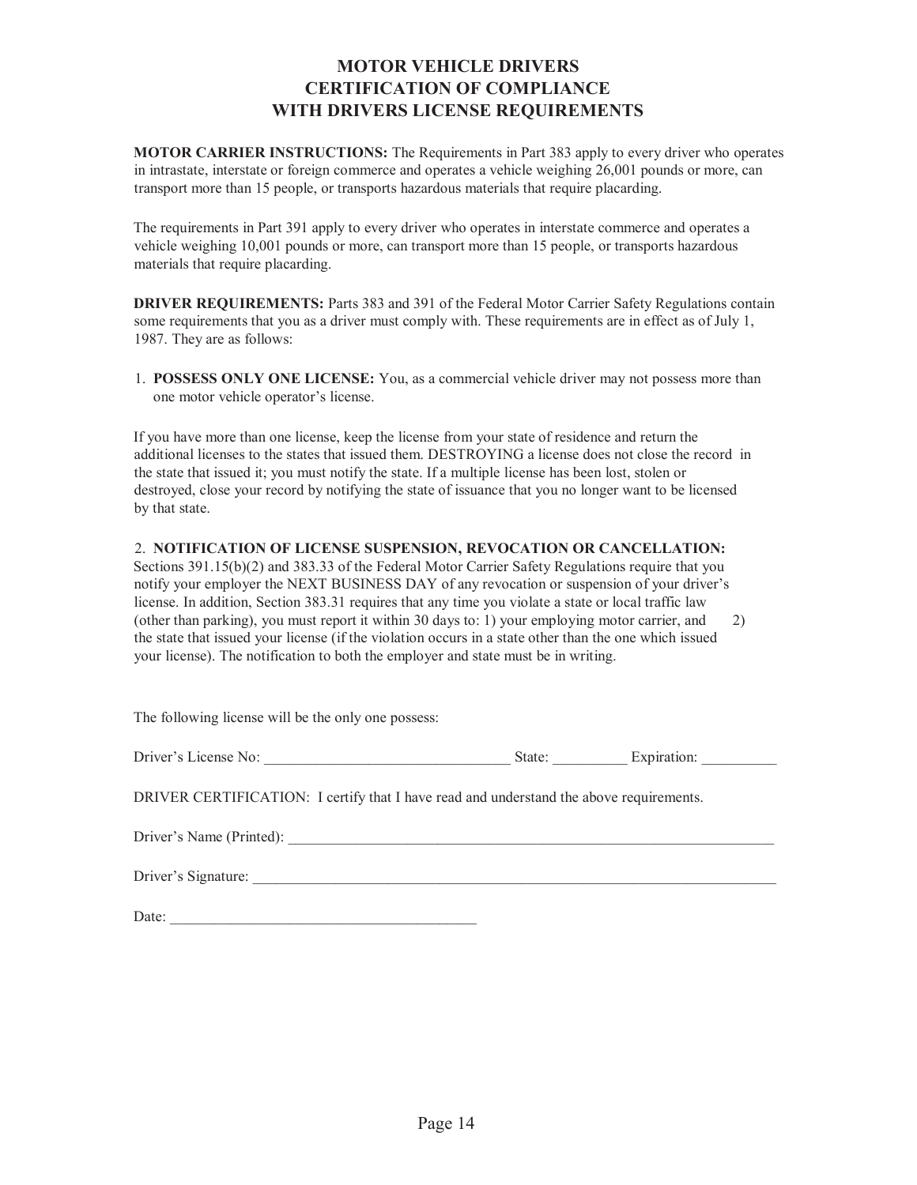# MOTOR VEHICLE DRIVERS CERTIFICATION OF COMPLIANCE WITH DRIVERS LICENSE REQUIREMENTS

**MOTOR CARRIER INSTRUCTIONS:** The Requirements in Part 383 apply to every driver who operates in intrastate, interstate or foreign commerce and operates a vehicle weighing 26,001 pounds or more, can transport more than 15 people, or transports hazardous materials that require placarding.

The requirements in Part 391 apply to every driver who operates in interstate commerce and operates a vehicle weighing 10,001 pounds or more, can transport more than 15 people, or transports hazardous materials that require placarding.

**DRIVER REQUIREMENTS:** Parts 383 and 391 of the Federal Motor Carrier Safety Regulations contain some requirements that you as a driver must comply with. These requirements are in effect as of July 1, 1987. They are as follows:

1. **POSSESS ONLY ONE LICENSE:** You, as a commercial vehicle driver may not possess more than one motor vehicle operator's license.

If you have more than one license, keep the license from your state of residence and return the additional licenses to the states that issued them. DESTROYING a license does not close the record in the state that issued it; you must notify the state. If a multiple license has been lost, stolen or destroyed, close your record by notifying the state of issuance that you no longer want to be licensed by that state.

2. **NOTIFICATION OF LICENSE SUSPENSION, REVOCATION OR CANCELLATION:** Sections 391.15(b)(2) and 383.33 of the Federal Motor Carrier Safety Regulations require that you notify your employer the NEXT BUSINESS DAY of any revocation or suspension of your driver's license. In addition, Section 383.31 requires that any time you violate a state or local traffic law (other than parking), you must report it within 30 days to: 1) your employing motor carrier, and 2) the state that issued your license (if the violation occurs in a state other than the one which issued your license). The notification to both the employer and state must be in writing.

The following license will be the only one possess:

Driver's License No: ________________________________ State: __________ Expiration: __________

DRIVER CERTIFICATION: I certify that I have read and understand the above requirements.

Driver's Name (Printed): ______________________________________________________________

Driver's Signature: ___________________________________________________________________

Date: __________________________________________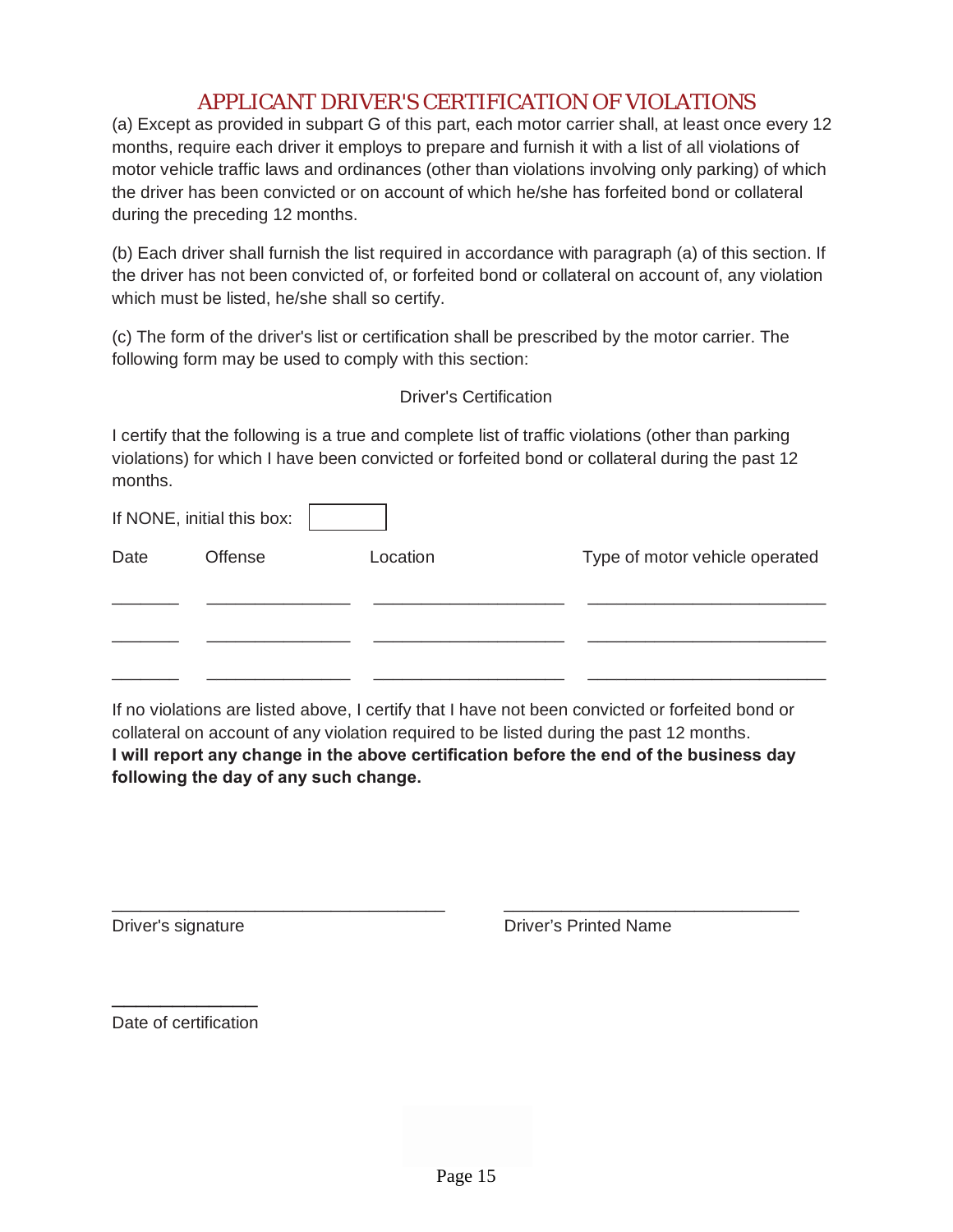# APPLICANT DRIVER'S CERTIFICATION OF VIOLATIONS

(a) Except as provided in subpart G of this part, each motor carrier shall, at least once every 12 months, require each driver it employs to prepare and furnish it with a list of all violations of motor vehicle traffic laws and ordinances (other than violations involving only parking) of which the driver has been convicted or on account of which he/she has forfeited bond or collateral during the preceding 12 months.

(b) Each driver shall furnish the list required in accordance with paragraph (a) of this section. If the driver has not been convicted of, or forfeited bond or collateral on account of, any violation which must be listed, he/she shall so certify.

(c) The form of the driver's list or certification shall be prescribed by the motor carrier. The following form may be used to comply with this section:

Driver's Certification

I certify that the following is a true and complete list of traffic violations (other than parking violations) for which I have been convicted or forfeited bond or collateral during the past 12 months.

If NONE, initial this box: [      ]

| Date | Offense | Location | Type of motor vehicle operated |
|---|---|---|---|
| _______ | _______________ | ____________________ | _________________________ |
| _______ | _______________ | ____________________ | _________________________ |
| _______ | _______________ | ____________________ | _________________________ |

If no violations are listed above, I certify that I have not been convicted or forfeited bond or collateral on account of any violation required to be listed during the past 12 months.
**I will report any change in the above certification before the end of the business day following the day of any such change.**

___________________________________ Driver's signature

_______________________________ Driver's Printed Name

_______________ Date of certification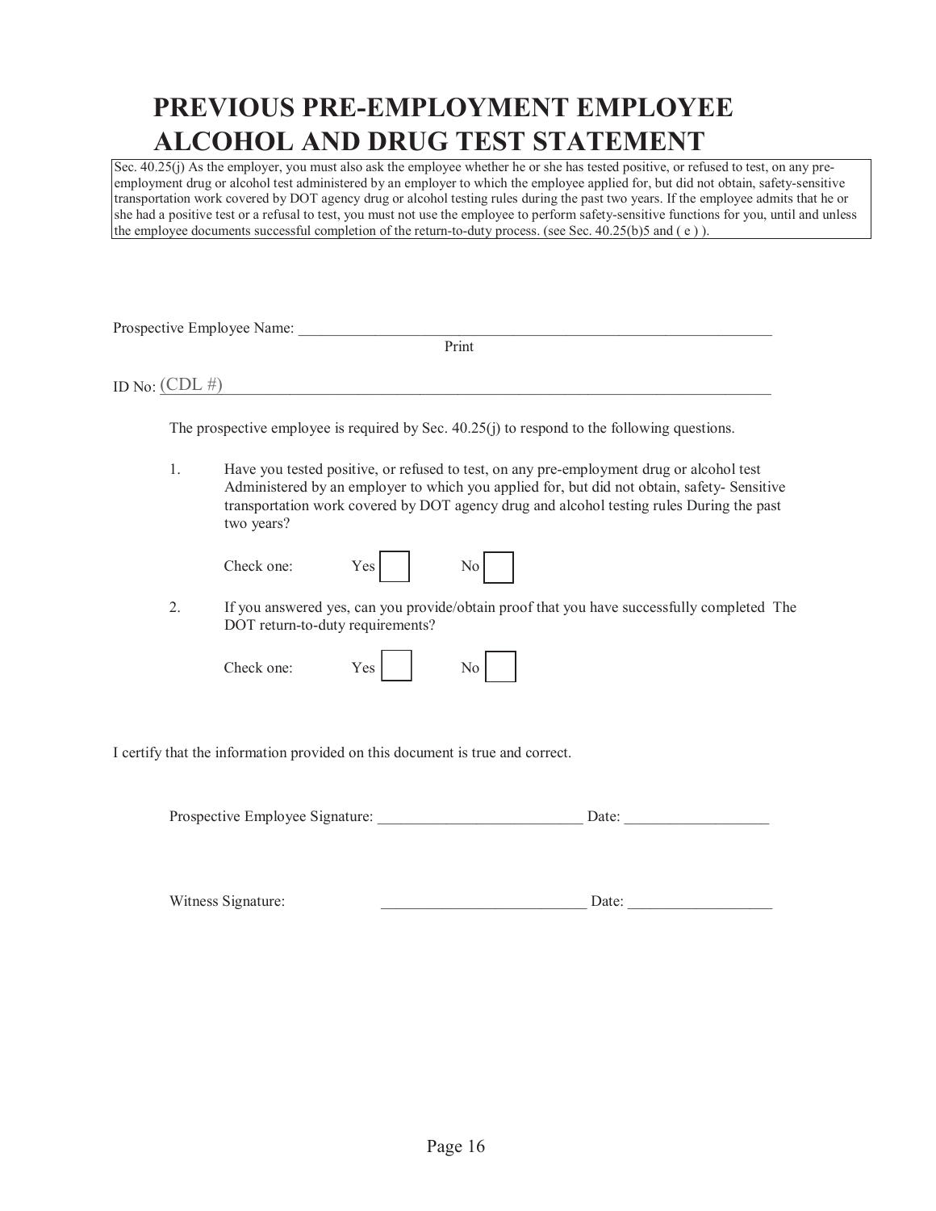# PREVIOUS PRE-EMPLOYMENT EMPLOYEE ALCOHOL AND DRUG TEST STATEMENT

Sec. 40.25(j) As the employer, you must also ask the employee whether he or she has tested positive, or refused to test, on any pre-employment drug or alcohol test administered by an employer to which the employee applied for, but did not obtain, safety-sensitive transportation work covered by DOT agency drug or alcohol testing rules during the past two years. If the employee admits that he or she had a positive test or a refusal to test, you must not use the employee to perform safety-sensitive functions for you, until and unless the employee documents successful completion of the return-to-duty process. (see Sec. 40.25(b)5 and ( e ) ).

Prospective Employee Name: ___________________________________________________________
Print

ID No: (CDL #)___________________________________________________________________

The prospective employee is required by Sec. 40.25(j) to respond to the following questions.

1. Have you tested positive, or refused to test, on any pre-employment drug or alcohol test Administered by an employer to which you applied for, but did not obtain, safety- Sensitive transportation work covered by DOT agency drug and alcohol testing rules During the past two years?

   Check one: Yes ☐ No ☐

2. If you answered yes, can you provide/obtain proof that you have successfully completed The DOT return-to-duty requirements?

   Check one: Yes ☐ No ☐

I certify that the information provided on this document is true and correct.

Prospective Employee Signature: __________________________ Date: __________________

Witness Signature: __________________________ Date: __________________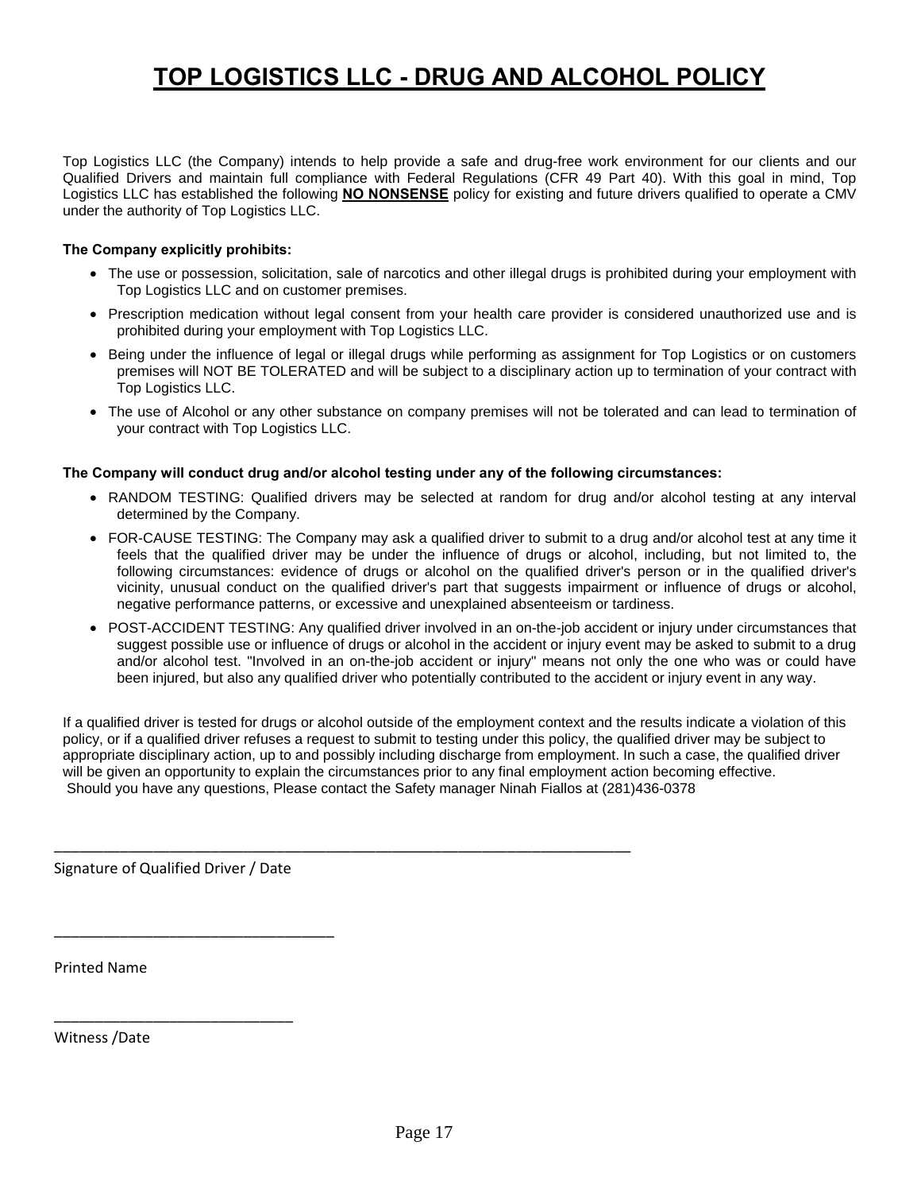# TOP LOGISTICS LLC - DRUG AND ALCOHOL POLICY

Top Logistics LLC (the Company) intends to help provide a safe and drug-free work environment for our clients and our Qualified Drivers and maintain full compliance with Federal Regulations (CFR 49 Part 40). With this goal in mind, Top Logistics LLC has established the following **NO NONSENSE** policy for existing and future drivers qualified to operate a CMV under the authority of Top Logistics LLC.

**The Company explicitly prohibits:**

- The use or possession, solicitation, sale of narcotics and other illegal drugs is prohibited during your employment with Top Logistics LLC and on customer premises.
- Prescription medication without legal consent from your health care provider is considered unauthorized use and is prohibited during your employment with Top Logistics LLC.
- Being under the influence of legal or illegal drugs while performing as assignment for Top Logistics or on customers premises will NOT BE TOLERATED and will be subject to a disciplinary action up to termination of your contract with Top Logistics LLC.
- The use of Alcohol or any other substance on company premises will not be tolerated and can lead to termination of your contract with Top Logistics LLC.

**The Company will conduct drug and/or alcohol testing under any of the following circumstances:**

- RANDOM TESTING: Qualified drivers may be selected at random for drug and/or alcohol testing at any interval determined by the Company.
- FOR-CAUSE TESTING: The Company may ask a qualified driver to submit to a drug and/or alcohol test at any time it feels that the qualified driver may be under the influence of drugs or alcohol, including, but not limited to, the following circumstances: evidence of drugs or alcohol on the qualified driver's person or in the qualified driver's vicinity, unusual conduct on the qualified driver's part that suggests impairment or influence of drugs or alcohol, negative performance patterns, or excessive and unexplained absenteeism or tardiness.
- POST-ACCIDENT TESTING: Any qualified driver involved in an on-the-job accident or injury under circumstances that suggest possible use or influence of drugs or alcohol in the accident or injury event may be asked to submit to a drug and/or alcohol test. "Involved in an on-the-job accident or injury" means not only the one who was or could have been injured, but also any qualified driver who potentially contributed to the accident or injury event in any way.

If a qualified driver is tested for drugs or alcohol outside of the employment context and the results indicate a violation of this policy, or if a qualified driver refuses a request to submit to testing under this policy, the qualified driver may be subject to appropriate disciplinary action, up to and possibly including discharge from employment. In such a case, the qualified driver will be given an opportunity to explain the circumstances prior to any final employment action becoming effective.
Should you have any questions, Please contact the Safety manager Ninah Fiallos at (281)436-0378

\_\_\_\_\_\_\_\_\_\_\_\_\_\_\_\_\_\_\_\_\_\_\_\_\_\_\_\_\_\_\_\_\_\_\_\_\_\_\_\_\_\_\_\_\_\_\_\_\_\_\_\_\_\_\_\_\_\_

Signature of Qualified Driver / Date

\_\_\_\_\_\_\_\_\_\_\_\_\_\_\_\_\_\_\_\_\_\_\_\_\_\_\_\_\_\_\_

Printed Name

\_\_\_\_\_\_\_\_\_\_\_\_\_\_\_\_\_\_\_\_\_\_\_\_\_\_\_

Witness /Date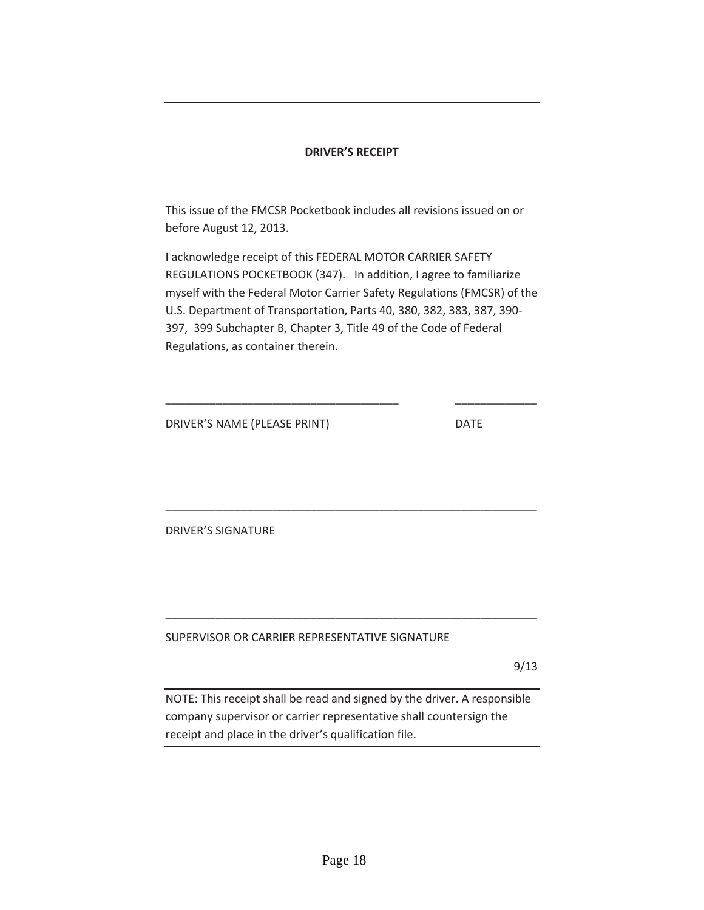**DRIVER'S RECEIPT**

This issue of the FMCSR Pocketbook includes all revisions issued on or before August 12, 2013.

I acknowledge receipt of this FEDERAL MOTOR CARRIER SAFETY REGULATIONS POCKETBOOK (347). In addition, I agree to familiarize myself with the Federal Motor Carrier Safety Regulations (FMCSR) of the U.S. Department of Transportation, Parts 40, 380, 382, 383, 387, 390-397, 399 Subchapter B, Chapter 3, Title 49 of the Code of Federal Regulations, as container therein.

_____________________________________ _____________

DRIVER'S NAME (PLEASE PRINT) DATE

___________________________________________________________

DRIVER'S SIGNATURE

___________________________________________________________

SUPERVISOR OR CARRIER REPRESENTATIVE SIGNATURE

9/13

NOTE: This receipt shall be read and signed by the driver. A responsible company supervisor or carrier representative shall countersign the receipt and place in the driver's qualification file.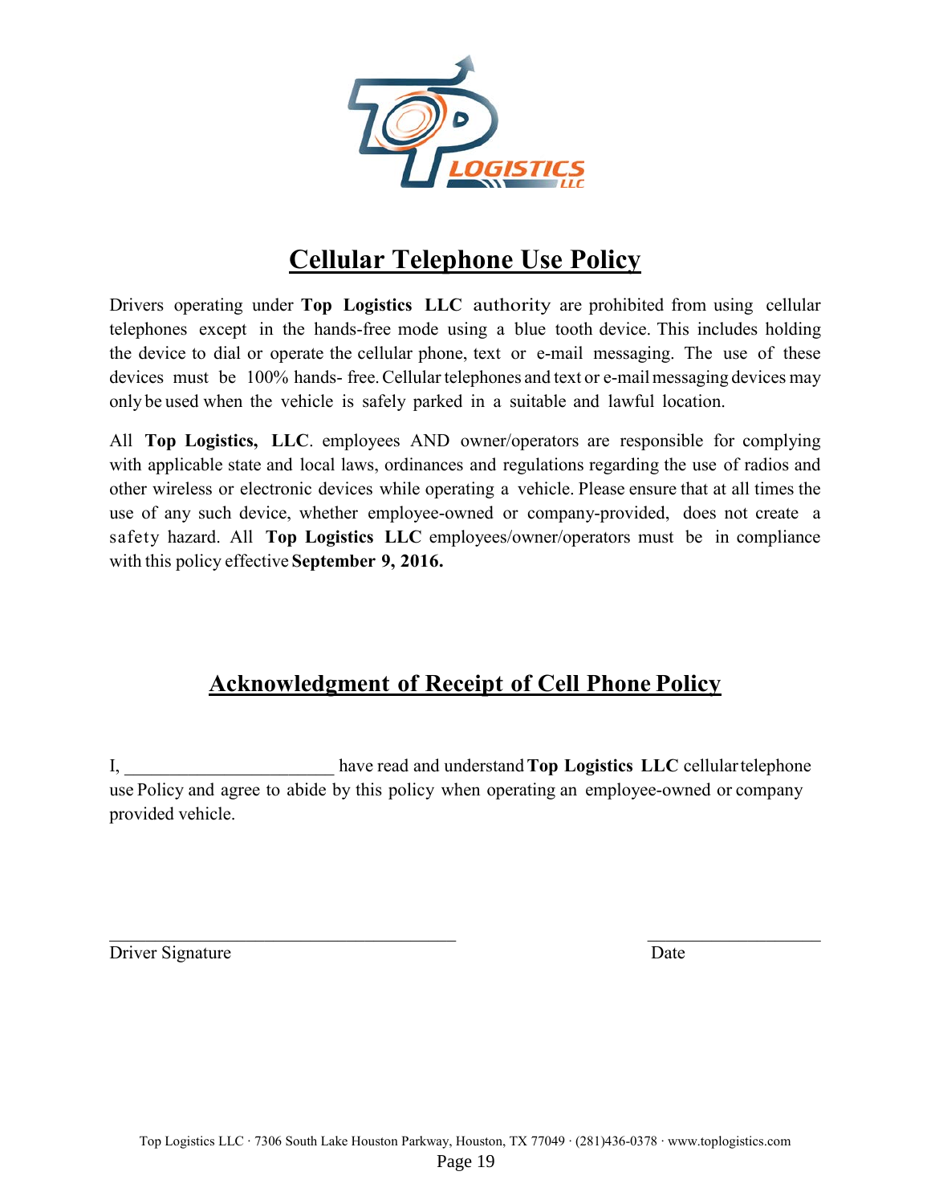# Cellular Telephone Use Policy

Drivers operating under **Top Logistics LLC** authority are prohibited from using cellular telephones except in the hands-free mode using a blue tooth device. This includes holding the device to dial or operate the cellular phone, text or e-mail messaging. The use of these devices must be 100% hands- free. Cellular telephones and text or e-mail messaging devices may only be used when the vehicle is safely parked in a suitable and lawful location.

All **Top Logistics, LLC**. employees AND owner/operators are responsible for complying with applicable state and local laws, ordinances and regulations regarding the use of radios and other wireless or electronic devices while operating a vehicle. Please ensure that at all times the use of any such device, whether employee-owned or company-provided, does not create a safety hazard. All **Top Logistics LLC** employees/owner/operators must be in compliance with this policy effective **September 9, 2016.**

## Acknowledgment of Receipt of Cell Phone Policy

I, ______________________ have read and understand **Top Logistics LLC** cellular telephone use Policy and agree to abide by this policy when operating an employee-owned or company provided vehicle.

______________________________________ ____________________

Driver Signature Date

Top Logistics LLC · 7306 South Lake Houston Parkway, Houston, TX 77049 · (281)436-0378 · www.toplogistics.com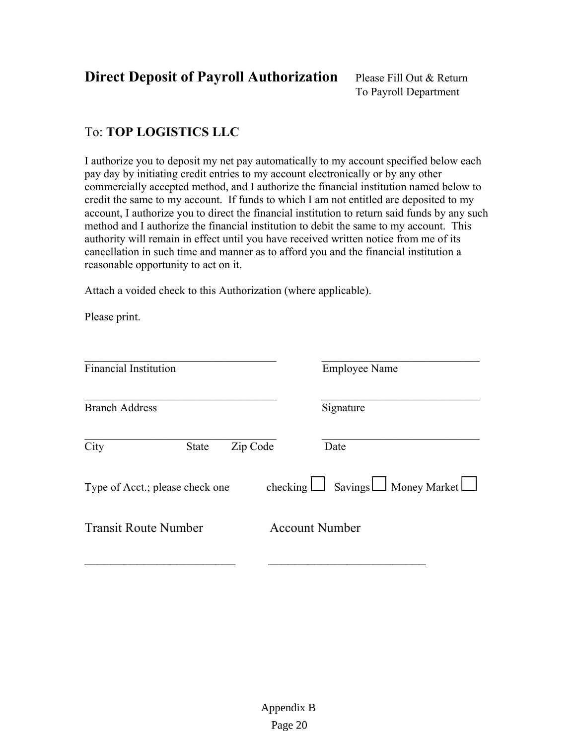# Direct Deposit of Payroll Authorization

Please Fill Out & Return To Payroll Department

To: **TOP LOGISTICS LLC**

I authorize you to deposit my net pay automatically to my account specified below each pay day by initiating credit entries to my account electronically or by any other commercially accepted method, and I authorize the financial institution named below to credit the same to my account. If funds to which I am not entitled are deposited to my account, I authorize you to direct the financial institution to return said funds by any such method and I authorize the financial institution to debit the same to my account. This authority will remain in effect until you have received written notice from me of its cancellation in such time and manner as to afford you and the financial institution a reasonable opportunity to act on it.

Attach a voided check to this Authorization (where applicable).

Please print.

___________________________________ ___________________________________
Financial Institution Employee Name

___________________________________ ___________________________________
Branch Address Signature

___________________________________ ___________________________________
City State Zip Code Date

Type of Acct.; please check one checking ☐ Savings ☐ Money Market ☐

Transit Route Number Account Number

___________________________ ___________________________

Appendix B